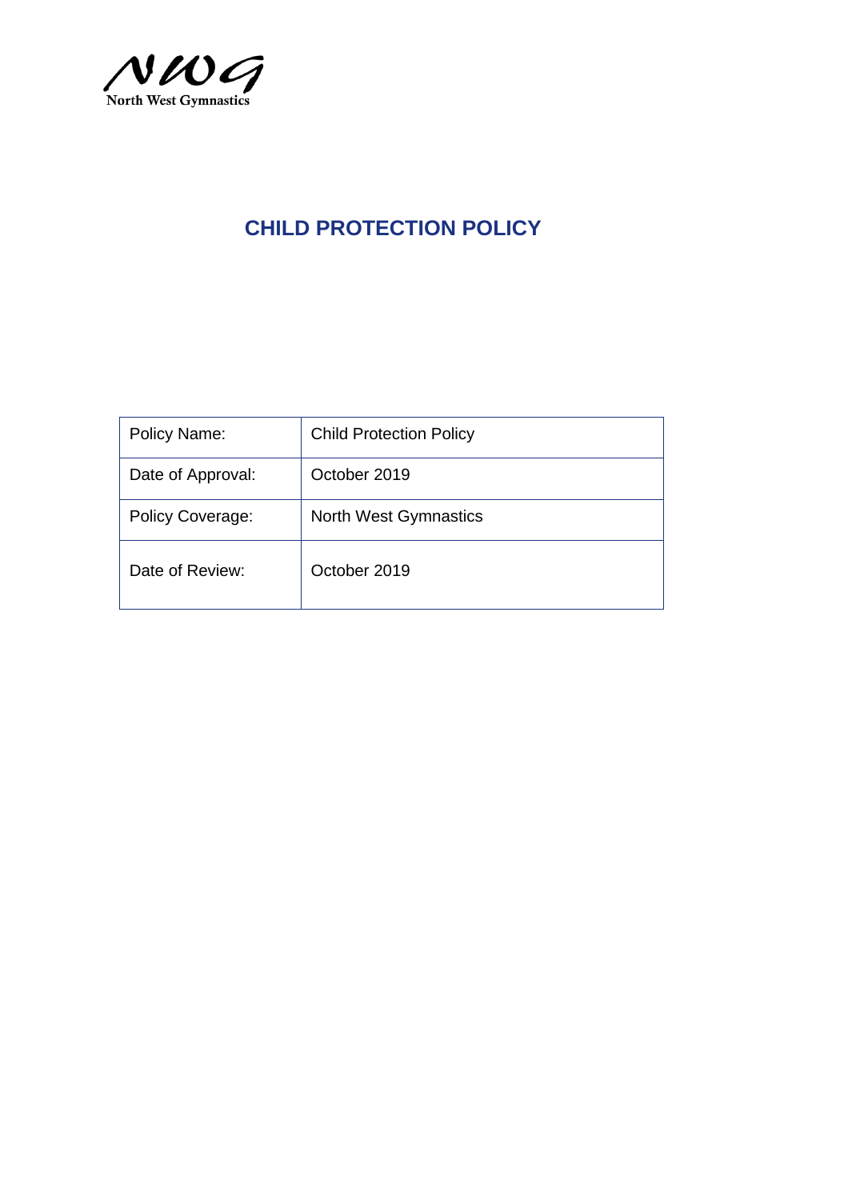North West Gymnastics

# CHILD PROTECTION POLICY

| Policy Name: | Child Protection Policy |
|---|---|
| Date of Approval: | October 2019 |
| Policy Coverage: | North West Gymnastics |
| Date of Review: | October 2019 |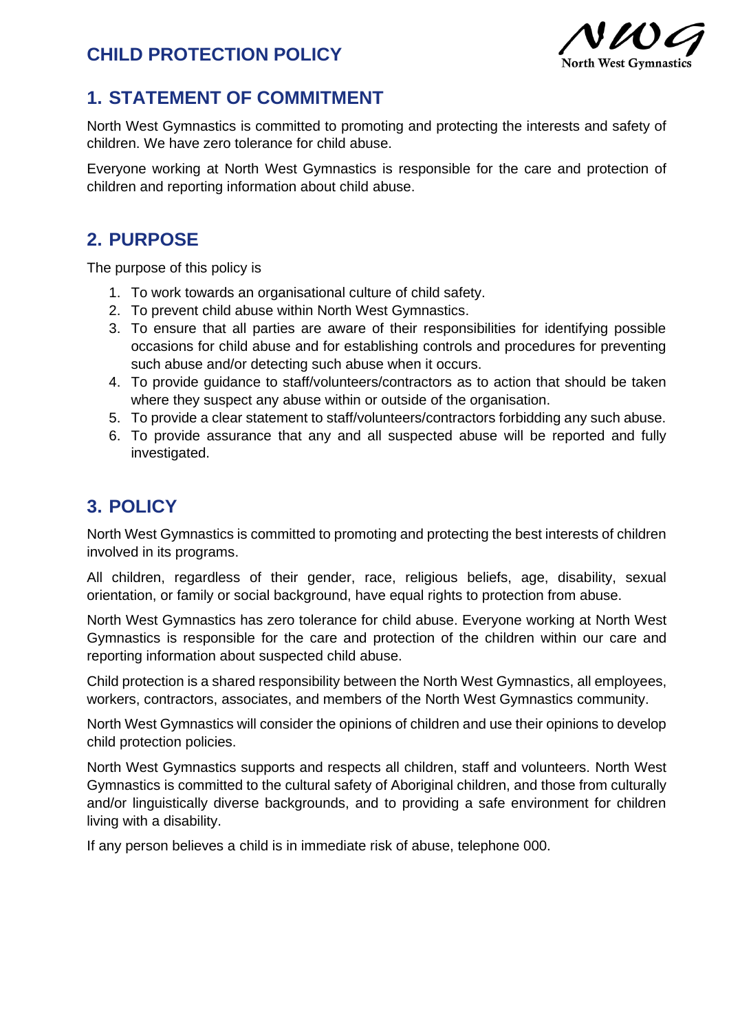# CHILD PROTECTION POLICY

## 1. STATEMENT OF COMMITMENT

North West Gymnastics is committed to promoting and protecting the interests and safety of children. We have zero tolerance for child abuse.

Everyone working at North West Gymnastics is responsible for the care and protection of children and reporting information about child abuse.

## 2. PURPOSE

The purpose of this policy is

1. To work towards an organisational culture of child safety.
2. To prevent child abuse within North West Gymnastics.
3. To ensure that all parties are aware of their responsibilities for identifying possible occasions for child abuse and for establishing controls and procedures for preventing such abuse and/or detecting such abuse when it occurs.
4. To provide guidance to staff/volunteers/contractors as to action that should be taken where they suspect any abuse within or outside of the organisation.
5. To provide a clear statement to staff/volunteers/contractors forbidding any such abuse.
6. To provide assurance that any and all suspected abuse will be reported and fully investigated.

## 3. POLICY

North West Gymnastics is committed to promoting and protecting the best interests of children involved in its programs.

All children, regardless of their gender, race, religious beliefs, age, disability, sexual orientation, or family or social background, have equal rights to protection from abuse.

North West Gymnastics has zero tolerance for child abuse. Everyone working at North West Gymnastics is responsible for the care and protection of the children within our care and reporting information about suspected child abuse.

Child protection is a shared responsibility between the North West Gymnastics, all employees, workers, contractors, associates, and members of the North West Gymnastics community.

North West Gymnastics will consider the opinions of children and use their opinions to develop child protection policies.

North West Gymnastics supports and respects all children, staff and volunteers. North West Gymnastics is committed to the cultural safety of Aboriginal children, and those from culturally and/or linguistically diverse backgrounds, and to providing a safe environment for children living with a disability.

If any person believes a child is in immediate risk of abuse, telephone 000.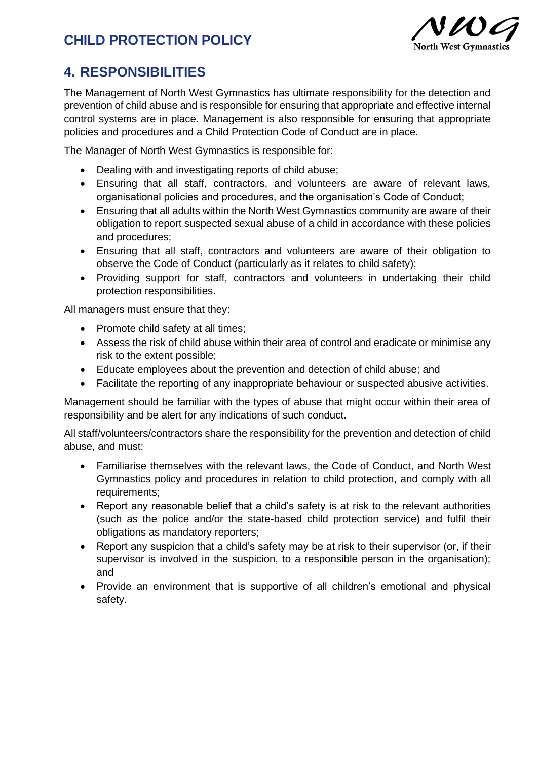## 4. RESPONSIBILITIES

The Management of North West Gymnastics has ultimate responsibility for the detection and prevention of child abuse and is responsible for ensuring that appropriate and effective internal control systems are in place. Management is also responsible for ensuring that appropriate policies and procedures and a Child Protection Code of Conduct are in place.

The Manager of North West Gymnastics is responsible for:

- Dealing with and investigating reports of child abuse;
- Ensuring that all staff, contractors, and volunteers are aware of relevant laws, organisational policies and procedures, and the organisation's Code of Conduct;
- Ensuring that all adults within the North West Gymnastics community are aware of their obligation to report suspected sexual abuse of a child in accordance with these policies and procedures;
- Ensuring that all staff, contractors and volunteers are aware of their obligation to observe the Code of Conduct (particularly as it relates to child safety);
- Providing support for staff, contractors and volunteers in undertaking their child protection responsibilities.

All managers must ensure that they:

- Promote child safety at all times;
- Assess the risk of child abuse within their area of control and eradicate or minimise any risk to the extent possible;
- Educate employees about the prevention and detection of child abuse; and
- Facilitate the reporting of any inappropriate behaviour or suspected abusive activities.

Management should be familiar with the types of abuse that might occur within their area of responsibility and be alert for any indications of such conduct.

All staff/volunteers/contractors share the responsibility for the prevention and detection of child abuse, and must:

- Familiarise themselves with the relevant laws, the Code of Conduct, and North West Gymnastics policy and procedures in relation to child protection, and comply with all requirements;
- Report any reasonable belief that a child's safety is at risk to the relevant authorities (such as the police and/or the state-based child protection service) and fulfil their obligations as mandatory reporters;
- Report any suspicion that a child's safety may be at risk to their supervisor (or, if their supervisor is involved in the suspicion, to a responsible person in the organisation); and
- Provide an environment that is supportive of all children's emotional and physical safety.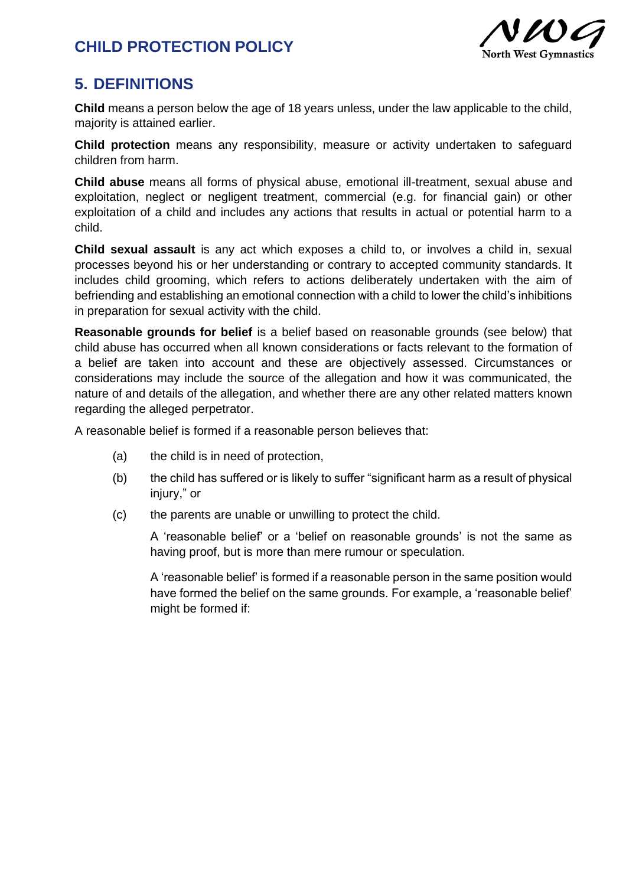## 5. DEFINITIONS

**Child** means a person below the age of 18 years unless, under the law applicable to the child, majority is attained earlier.

**Child protection** means any responsibility, measure or activity undertaken to safeguard children from harm.

**Child abuse** means all forms of physical abuse, emotional ill-treatment, sexual abuse and exploitation, neglect or negligent treatment, commercial (e.g. for financial gain) or other exploitation of a child and includes any actions that results in actual or potential harm to a child.

**Child sexual assault** is any act which exposes a child to, or involves a child in, sexual processes beyond his or her understanding or contrary to accepted community standards. It includes child grooming, which refers to actions deliberately undertaken with the aim of befriending and establishing an emotional connection with a child to lower the child's inhibitions in preparation for sexual activity with the child.

**Reasonable grounds for belief** is a belief based on reasonable grounds (see below) that child abuse has occurred when all known considerations or facts relevant to the formation of a belief are taken into account and these are objectively assessed. Circumstances or considerations may include the source of the allegation and how it was communicated, the nature of and details of the allegation, and whether there are any other related matters known regarding the alleged perpetrator.

A reasonable belief is formed if a reasonable person believes that:

(a) the child is in need of protection,

(b) the child has suffered or is likely to suffer "significant harm as a result of physical injury," or

(c) the parents are unable or unwilling to protect the child.

A 'reasonable belief' or a 'belief on reasonable grounds' is not the same as having proof, but is more than mere rumour or speculation.

A 'reasonable belief' is formed if a reasonable person in the same position would have formed the belief on the same grounds. For example, a 'reasonable belief' might be formed if: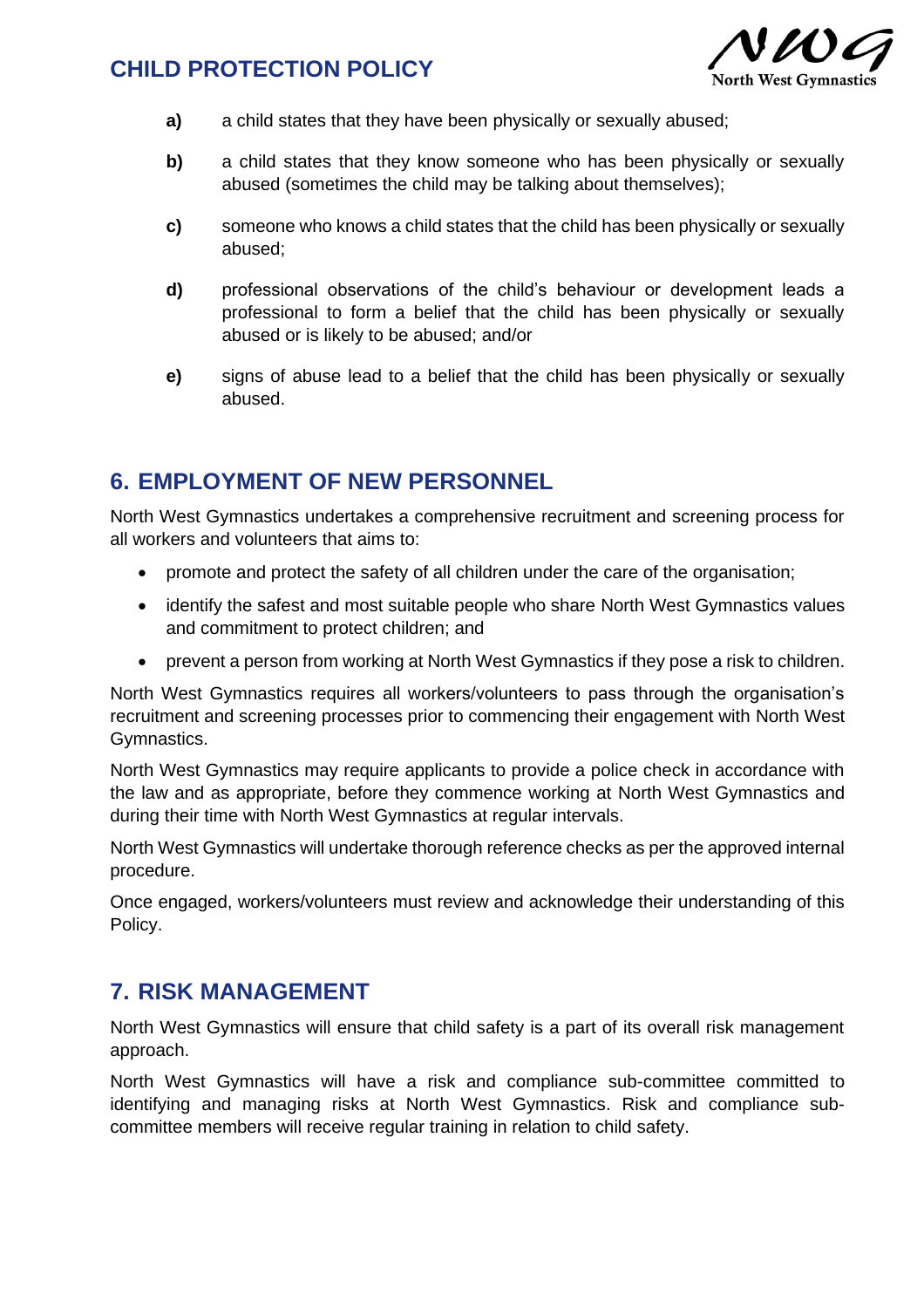**a)** a child states that they have been physically or sexually abused;

**b)** a child states that they know someone who has been physically or sexually abused (sometimes the child may be talking about themselves);

**c)** someone who knows a child states that the child has been physically or sexually abused;

**d)** professional observations of the child's behaviour or development leads a professional to form a belief that the child has been physically or sexually abused or is likely to be abused; and/or

**e)** signs of abuse lead to a belief that the child has been physically or sexually abused.

## 6. EMPLOYMENT OF NEW PERSONNEL

North West Gymnastics undertakes a comprehensive recruitment and screening process for all workers and volunteers that aims to:

- promote and protect the safety of all children under the care of the organisation;
- identify the safest and most suitable people who share North West Gymnastics values and commitment to protect children; and
- prevent a person from working at North West Gymnastics if they pose a risk to children.

North West Gymnastics requires all workers/volunteers to pass through the organisation's recruitment and screening processes prior to commencing their engagement with North West Gymnastics.

North West Gymnastics may require applicants to provide a police check in accordance with the law and as appropriate, before they commence working at North West Gymnastics and during their time with North West Gymnastics at regular intervals.

North West Gymnastics will undertake thorough reference checks as per the approved internal procedure.

Once engaged, workers/volunteers must review and acknowledge their understanding of this Policy.

## 7. RISK MANAGEMENT

North West Gymnastics will ensure that child safety is a part of its overall risk management approach.

North West Gymnastics will have a risk and compliance sub-committee committed to identifying and managing risks at North West Gymnastics. Risk and compliance sub-committee members will receive regular training in relation to child safety.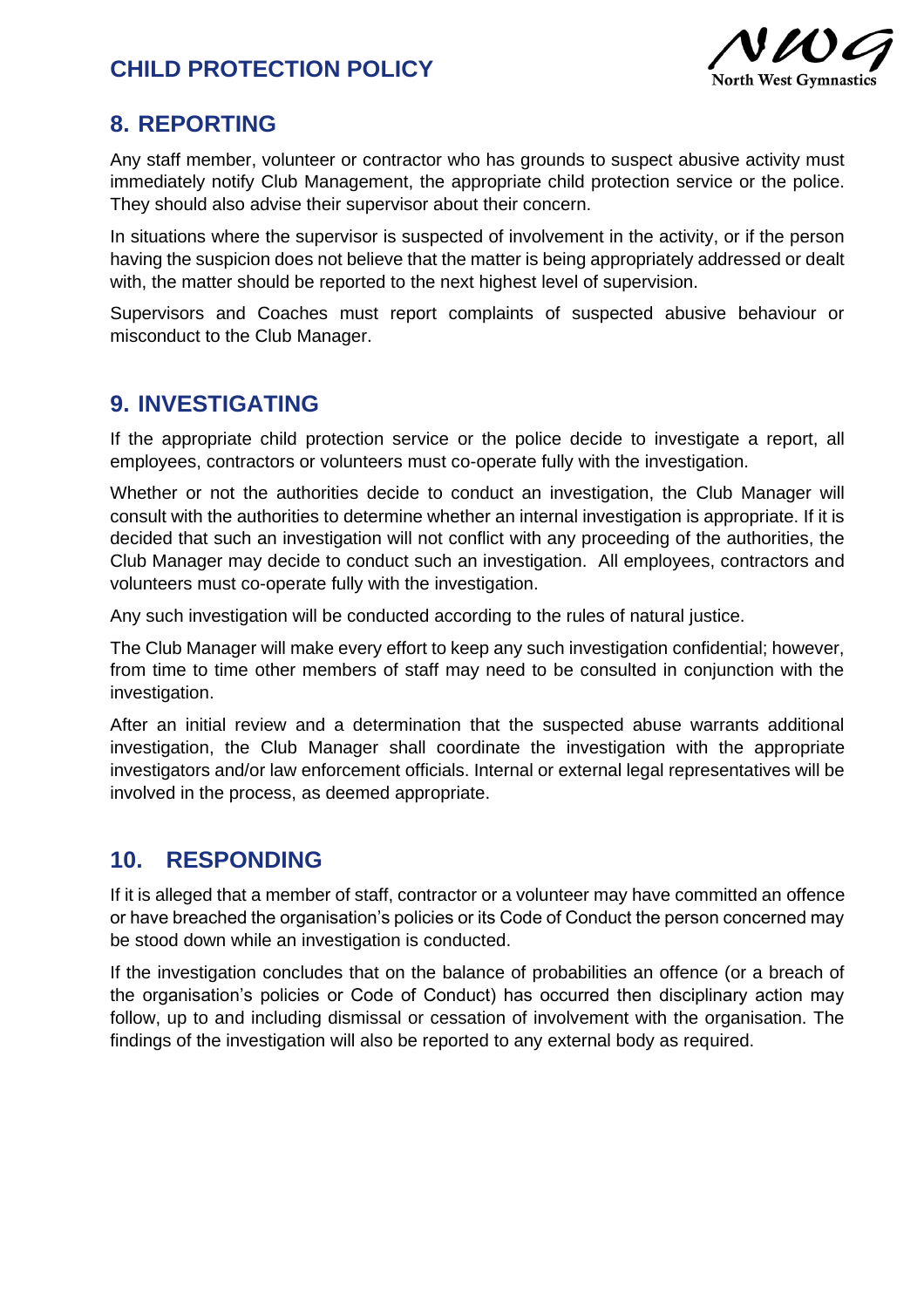## 8. REPORTING

Any staff member, volunteer or contractor who has grounds to suspect abusive activity must immediately notify Club Management, the appropriate child protection service or the police. They should also advise their supervisor about their concern.

In situations where the supervisor is suspected of involvement in the activity, or if the person having the suspicion does not believe that the matter is being appropriately addressed or dealt with, the matter should be reported to the next highest level of supervision.

Supervisors and Coaches must report complaints of suspected abusive behaviour or misconduct to the Club Manager.

## 9. INVESTIGATING

If the appropriate child protection service or the police decide to investigate a report, all employees, contractors or volunteers must co-operate fully with the investigation.

Whether or not the authorities decide to conduct an investigation, the Club Manager will consult with the authorities to determine whether an internal investigation is appropriate. If it is decided that such an investigation will not conflict with any proceeding of the authorities, the Club Manager may decide to conduct such an investigation. All employees, contractors and volunteers must co-operate fully with the investigation.

Any such investigation will be conducted according to the rules of natural justice.

The Club Manager will make every effort to keep any such investigation confidential; however, from time to time other members of staff may need to be consulted in conjunction with the investigation.

After an initial review and a determination that the suspected abuse warrants additional investigation, the Club Manager shall coordinate the investigation with the appropriate investigators and/or law enforcement officials. Internal or external legal representatives will be involved in the process, as deemed appropriate.

## 10. RESPONDING

If it is alleged that a member of staff, contractor or a volunteer may have committed an offence or have breached the organisation's policies or its Code of Conduct the person concerned may be stood down while an investigation is conducted.

If the investigation concludes that on the balance of probabilities an offence (or a breach of the organisation's policies or Code of Conduct) has occurred then disciplinary action may follow, up to and including dismissal or cessation of involvement with the organisation. The findings of the investigation will also be reported to any external body as required.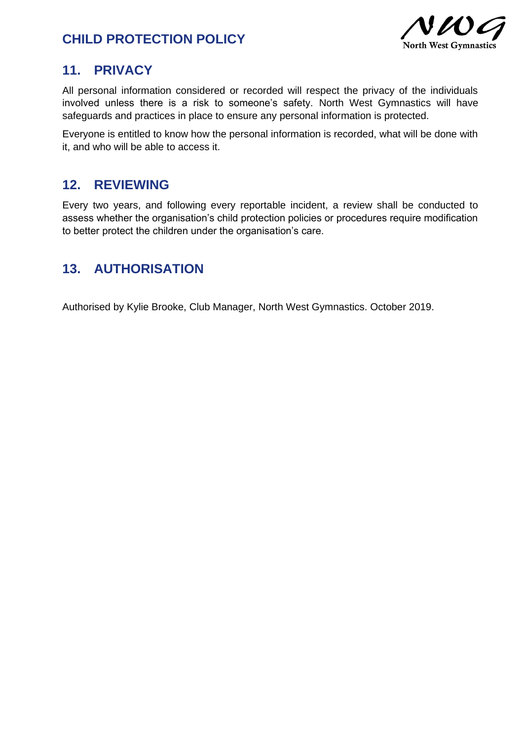## 11. PRIVACY

All personal information considered or recorded will respect the privacy of the individuals involved unless there is a risk to someone's safety. North West Gymnastics will have safeguards and practices in place to ensure any personal information is protected.

Everyone is entitled to know how the personal information is recorded, what will be done with it, and who will be able to access it.

## 12. REVIEWING

Every two years, and following every reportable incident, a review shall be conducted to assess whether the organisation's child protection policies or procedures require modification to better protect the children under the organisation's care.

## 13. AUTHORISATION

Authorised by Kylie Brooke, Club Manager, North West Gymnastics. October 2019.